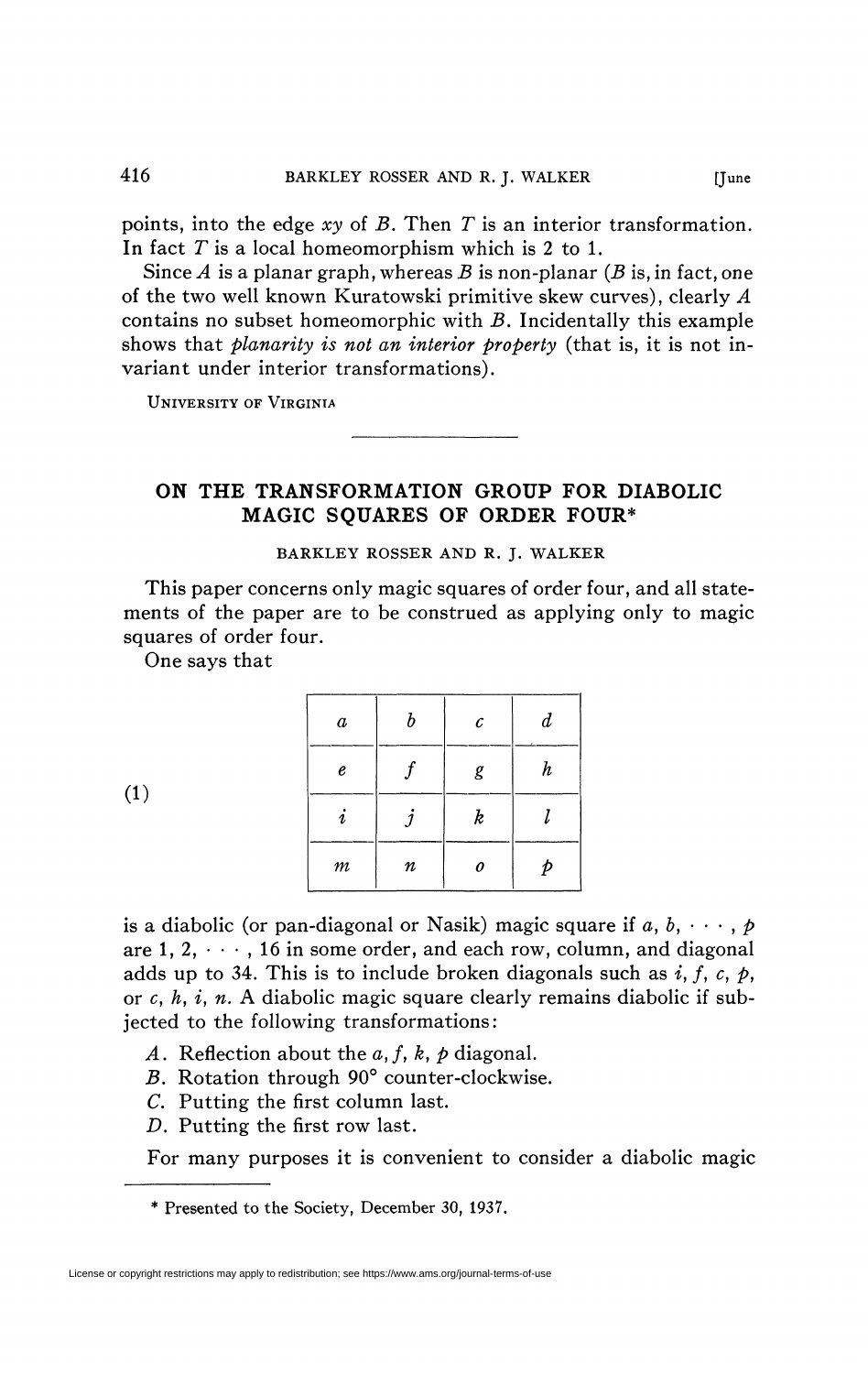points, into the edge $xy$ of $B$. Then $T$ is an interior transformation. In fact $T$ is a local homeomorphism which is 2 to 1.

Since $A$ is a planar graph, whereas $B$ is non-planar ($B$ is, in fact, one of the two well known Kuratowski primitive skew curves), clearly $A$ contains no subset homeomorphic with $B$. Incidentally this example shows that *planarity is not an interior property* (that is, it is not invariant under interior transformations).

UNIVERSITY OF VIRGINIA

---

# ON THE TRANSFORMATION GROUP FOR DIABOLIC MAGIC SQUARES OF ORDER FOUR*

BARKLEY ROSSER AND R. J. WALKER

This paper concerns only magic squares of order four, and all statements of the paper are to be construed as applying only to magic squares of order four.

One says that

(1)

| | | | |
|---|---|---|---|
| $a$ | $b$ | $c$ | $d$ |
| $e$ | $f$ | $g$ | $h$ |
| $i$ | $j$ | $k$ | $l$ |
| $m$ | $n$ | $o$ | $p$ |

is a diabolic (or pan-diagonal or Nasik) magic square if $a, b, \cdots, p$ are $1, 2, \cdots, 16$ in some order, and each row, column, and diagonal adds up to 34. This is to include broken diagonals such as $i, f, c, p$, or $c, h, i, n$. A diabolic magic square clearly remains diabolic if subjected to the following transformations:

$A$. Reflection about the $a, f, k, p$ diagonal.
$B$. Rotation through 90° counter-clockwise.
$C$. Putting the first column last.
$D$. Putting the first row last.

For many purposes it is convenient to consider a diabolic magic

---

* Presented to the Society, December 30, 1937.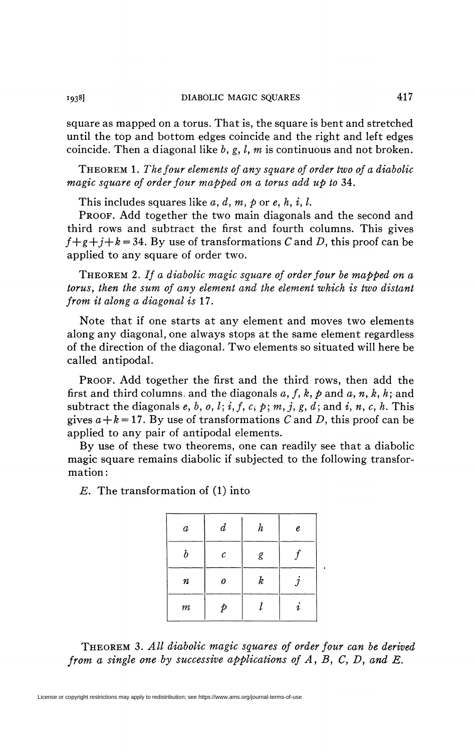square as mapped on a torus. That is, the square is bent and stretched until the top and bottom edges coincide and the right and left edges coincide. Then a diagonal like $b, g, l, m$ is continuous and not broken.

THEOREM 1. *The four elements of any square of order two of a diabolic magic square of order four mapped on a torus add up to* 34.

This includes squares like $a, d, m, p$ or $e, h, i, l$.

PROOF. Add together the two main diagonals and the second and third rows and subtract the first and fourth columns. This gives $f+g+j+k=34$. By use of transformations $C$ and $D$, this proof can be applied to any square of order two.

THEOREM 2. *If a diabolic magic square of order four be mapped on a torus, then the sum of any element and the element which is two distant from it along a diagonal is* 17.

Note that if one starts at any element and moves two elements along any diagonal, one always stops at the same element regardless of the direction of the diagonal. Two elements so situated will here be called antipodal.

PROOF. Add together the first and the third rows, then add the first and third columns and the diagonals $a, f, k, p$ and $a, n, k, h$; and subtract the diagonals $e, b, o, l$; $i, f, c, p$; $m, j, g, d$; and $i, n, c, h$. This gives $a+k=17$. By use of transformations $C$ and $D$, this proof can be applied to any pair of antipodal elements.

By use of these two theorems, one can readily see that a diabolic magic square remains diabolic if subjected to the following transformation:

$E$. The transformation of (1) into

| | | | |
|---|---|---|---|
| $a$ | $d$ | $h$ | $e$ |
| $b$ | $c$ | $g$ | $f$ |
| $n$ | $o$ | $k$ | $j$ |
| $m$ | $p$ | $l$ | $i$ |

THEOREM 3. *All diabolic magic squares of order four can be derived from a single one by successive applications of* $A$, $B$, $C$, $D$, *and* $E$.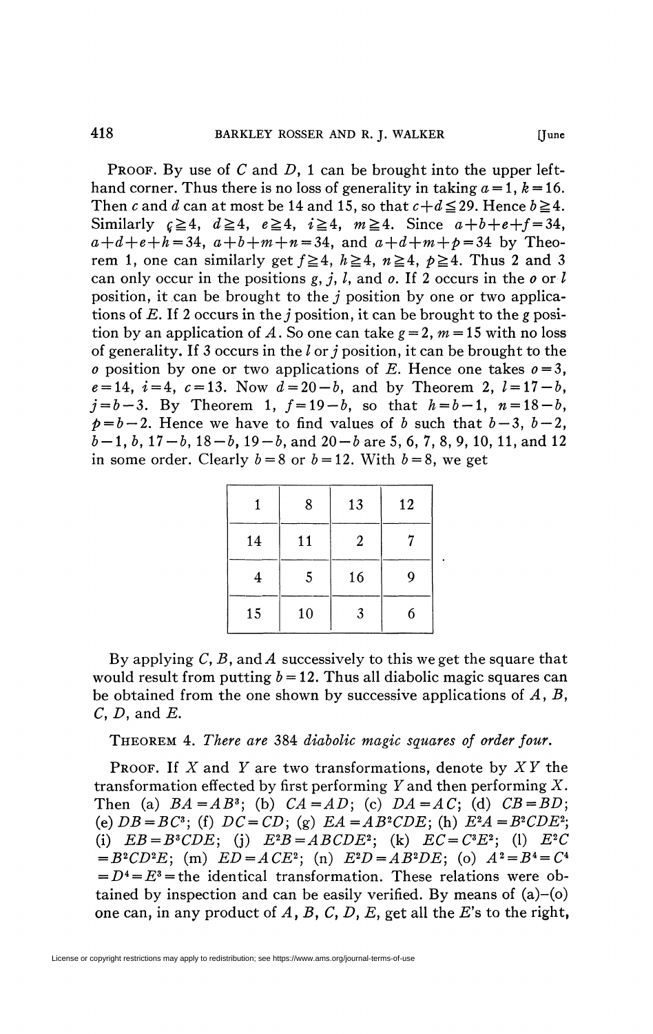**Proof.** By use of $C$ and $D$, 1 can be brought into the upper left-hand corner. Thus there is no loss of generality in taking $a=1$, $k=16$. Then $c$ and $d$ can at most be 14 and 15, so that $c+d \leqq 29$. Hence $b \geqq 4$. Similarly $c \geqq 4$, $d \geqq 4$, $e \geqq 4$, $i \geqq 4$, $m \geqq 4$. Since $a+b+e+f=34$, $a+d+e+h=34$, $a+b+m+n=34$, and $a+d+m+p=34$ by Theorem 1, one can similarly get $f \geqq 4$, $h \geqq 4$, $n \geqq 4$, $p \geqq 4$. Thus 2 and 3 can only occur in the positions $g$, $j$, $l$, and $o$. If 2 occurs in the $o$ or $l$ position, it can be brought to the $j$ position by one or two applications of $E$. If 2 occurs in the $j$ position, it can be brought to the $g$ position by an application of $A$. So one can take $g=2$, $m=15$ with no loss of generality. If 3 occurs in the $l$ or $j$ position, it can be brought to the $o$ position by one or two applications of $E$. Hence one takes $o=3$, $e=14$, $i=4$, $c=13$. Now $d=20-b$, and by Theorem 2, $l=17-b$, $j=b-3$. By Theorem 1, $f=19-b$, so that $h=b-1$, $n=18-b$, $p=b-2$. Hence we have to find values of $b$ such that $b-3$, $b-2$, $b-1$, $b$, $17-b$, $18-b$, $19-b$, and $20-b$ are 5, 6, 7, 8, 9, 10, 11, and 12 in some order. Clearly $b=8$ or $b=12$. With $b=8$, we get

| | | | |
|---|---|---|---|
| 1 | 8 | 13 | 12 |
| 14 | 11 | 2 | 7 |
| 4 | 5 | 16 | 9 |
| 15 | 10 | 3 | 6 |

By applying $C$, $B$, and $A$ successively to this we get the square that would result from putting $b=12$. Thus all diabolic magic squares can be obtained from the one shown by successive applications of $A$, $B$, $C$, $D$, and $E$.

**Theorem 4.** *There are* 384 *diabolic magic squares of order four.*

**Proof.** If $X$ and $Y$ are two transformations, denote by $XY$ the transformation effected by first performing $Y$ and then performing $X$. Then (a) $BA=AB^3$; (b) $CA=AD$; (c) $DA=AC$; (d) $CB=BD$; (e) $DB=BC^3$; (f) $DC=CD$; (g) $EA=AB^2CDE$; (h) $E^2A=B^2CDE^2$; (i) $EB=B^3CDE$; (j) $E^2B=ABCDE^2$; (k) $EC=C^3E^2$; (l) $E^2C=B^2CD^2E$; (m) $ED=ACE^2$; (n) $E^2D=AB^2DE$; (o) $A^2=B^4=C^4=D^4=E^3=$ the identical transformation. These relations were obtained by inspection and can be easily verified. By means of (a)–(o) one can, in any product of $A$, $B$, $C$, $D$, $E$, get all the $E$'s to the right,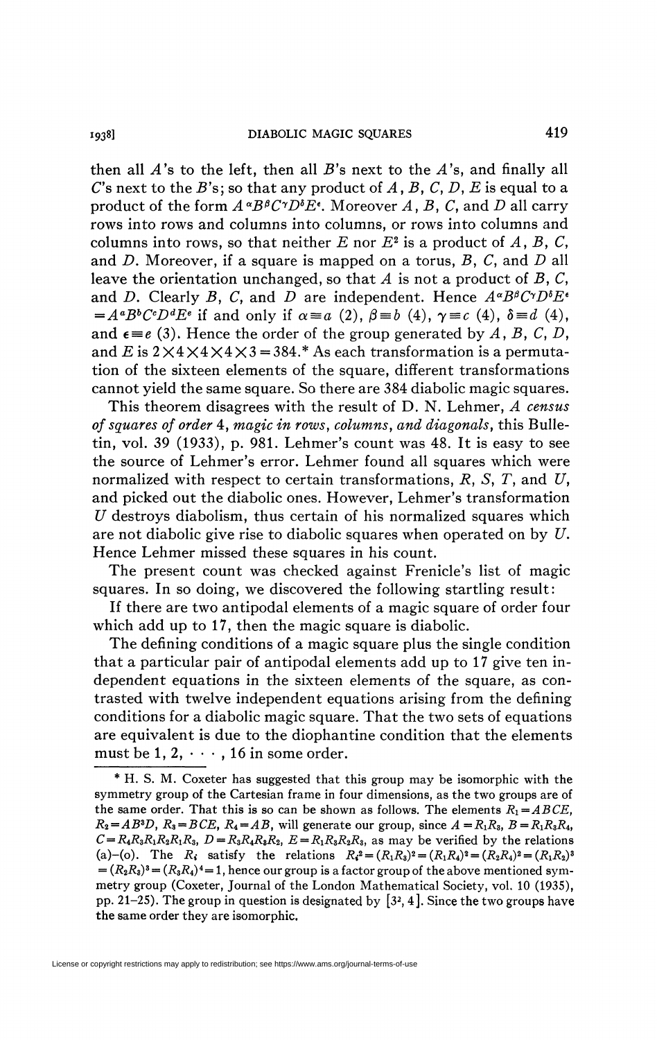then all $A$'s to the left, then all $B$'s next to the $A$'s, and finally all $C$'s next to the $B$'s; so that any product of $A$, $B$, $C$, $D$, $E$ is equal to a product of the form $A^{\alpha}B^{\beta}C^{\gamma}D^{\delta}E^{\epsilon}$. Moreover $A$, $B$, $C$, and $D$ all carry rows into rows and columns into columns, or rows into columns and columns into rows, so that neither $E$ nor $E^2$ is a product of $A$, $B$, $C$, and $D$. Moreover, if a square is mapped on a torus, $B$, $C$, and $D$ all leave the orientation unchanged, so that $A$ is not a product of $B$, $C$, and $D$. Clearly $B$, $C$, and $D$ are independent. Hence $A^{\alpha}B^{\beta}C^{\gamma}D^{\delta}E^{\epsilon} = A^{a}B^{b}C^{c}D^{d}E^{e}$ if and only if $\alpha \equiv a$ (2), $\beta \equiv b$ (4), $\gamma \equiv c$ (4), $\delta \equiv d$ (4), and $\epsilon \equiv e$ (3). Hence the order of the group generated by $A$, $B$, $C$, $D$, and $E$ is $2\times 4\times 4\times 4\times 3 = 384$.* As each transformation is a permutation of the sixteen elements of the square, different transformations cannot yield the same square. So there are 384 diabolic magic squares.

This theorem disagrees with the result of D. N. Lehmer, *A census of squares of order* 4, *magic in rows, columns, and diagonals*, this Bulletin, vol. 39 (1933), p. 981. Lehmer's count was 48. It is easy to see the source of Lehmer's error. Lehmer found all squares which were normalized with respect to certain transformations, $R$, $S$, $T$, and $U$, and picked out the diabolic ones. However, Lehmer's transformation $U$ destroys diabolism, thus certain of his normalized squares which are not diabolic give rise to diabolic squares when operated on by $U$. Hence Lehmer missed these squares in his count.

The present count was checked against Frenicle's list of magic squares. In so doing, we discovered the following startling result:

If there are two antipodal elements of a magic square of order four which add up to 17, then the magic square is diabolic.

The defining conditions of a magic square plus the single condition that a particular pair of antipodal elements add up to 17 give ten independent equations in the sixteen elements of the square, as contrasted with twelve independent equations arising from the defining conditions for a diabolic magic square. That the two sets of equations are equivalent is due to the diophantine condition that the elements must be $1, 2, \cdots, 16$ in some order.

---

\* H. S. M. Coxeter has suggested that this group may be isomorphic with the symmetry group of the Cartesian frame in four dimensions, as the two groups are of the same order. That this is so can be shown as follows. The elements $R_1 = ABCE$, $R_2 = AB^3D$, $R_3 = BCE$, $R_4 = AB$, will generate our group, since $A = R_1R_3$, $B = R_1R_3R_4$, $C = R_4R_3R_1R_2R_1R_3$, $D = R_3R_4R_2R_2$, $E = R_1R_3R_2R_3$, as may be verified by the relations (a)–(o). The $R_i$ satisfy the relations $R_i^2 = (R_1R_3)^2 = (R_1R_4)^2 = (R_2R_4)^2 = (R_1R_2)^3 = (R_2R_3)^3 = (R_3R_4)^4 = 1$, hence our group is a factor group of the above mentioned symmetry group (Coxeter, Journal of the London Mathematical Society, vol. 10 (1935), pp. 21–25). The group in question is designated by $[3^2, 4]$. Since the two groups have the same order they are isomorphic.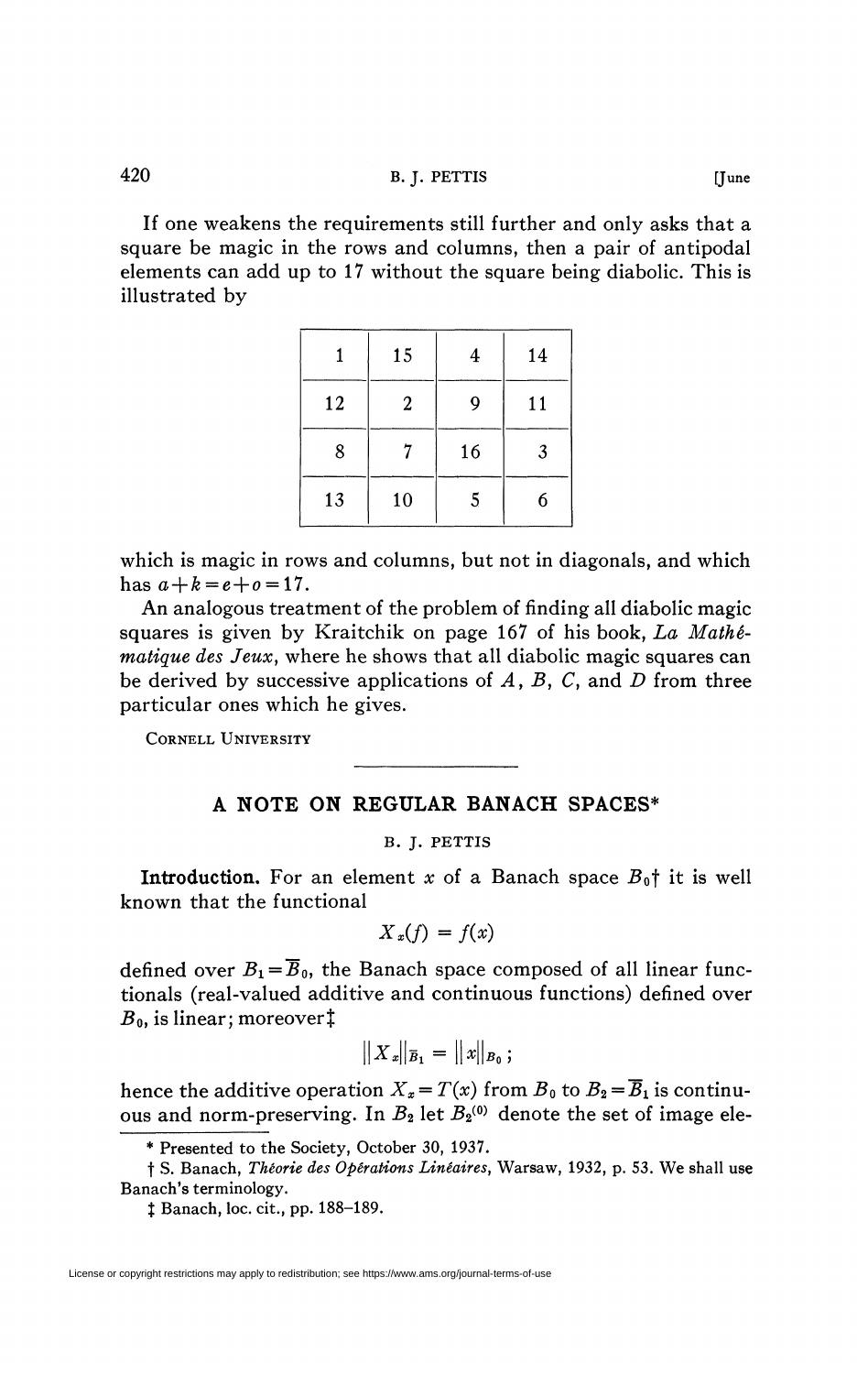If one weakens the requirements still further and only asks that a square be magic in the rows and columns, then a pair of antipodal elements can add up to 17 without the square being diabolic. This is illustrated by

| | | | |
|---|---|---|---|
| 1 | 15 | 4 | 14 |
| 12 | 2 | 9 | 11 |
| 8 | 7 | 16 | 3 |
| 13 | 10 | 5 | 6 |

which is magic in rows and columns, but not in diagonals, and which has $a+k=e+o=17$.

An analogous treatment of the problem of finding all diabolic magic squares is given by Kraitchik on page 167 of his book, *La Mathématique des Jeux*, where he shows that all diabolic magic squares can be derived by successive applications of $A$, $B$, $C$, and $D$ from three particular ones which he gives.

CORNELL UNIVERSITY

## A NOTE ON REGULAR BANACH SPACES*

B. J. PETTIS

**Introduction.** For an element $x$ of a Banach space $B_0$† it is well known that the functional

$$X_x(f) = f(x)$$

defined over $B_1 = \overline{B}_0$, the Banach space composed of all linear functionals (real-valued additive and continuous functions) defined over $B_0$, is linear; moreover‡

$$\|X_x\|_{\overline{B}_1} = \|x\|_{B_0};$$

hence the additive operation $X_x = T(x)$ from $B_0$ to $B_2 = \overline{B}_1$ is continuous and norm-preserving. In $B_2$ let $B_2^{(0)}$ denote the set of image ele-

\* Presented to the Society, October 30, 1937.

† S. Banach, *Théorie des Opérations Linéaires*, Warsaw, 1932, p. 53. We shall use Banach's terminology.

‡ Banach, loc. cit., pp. 188–189.